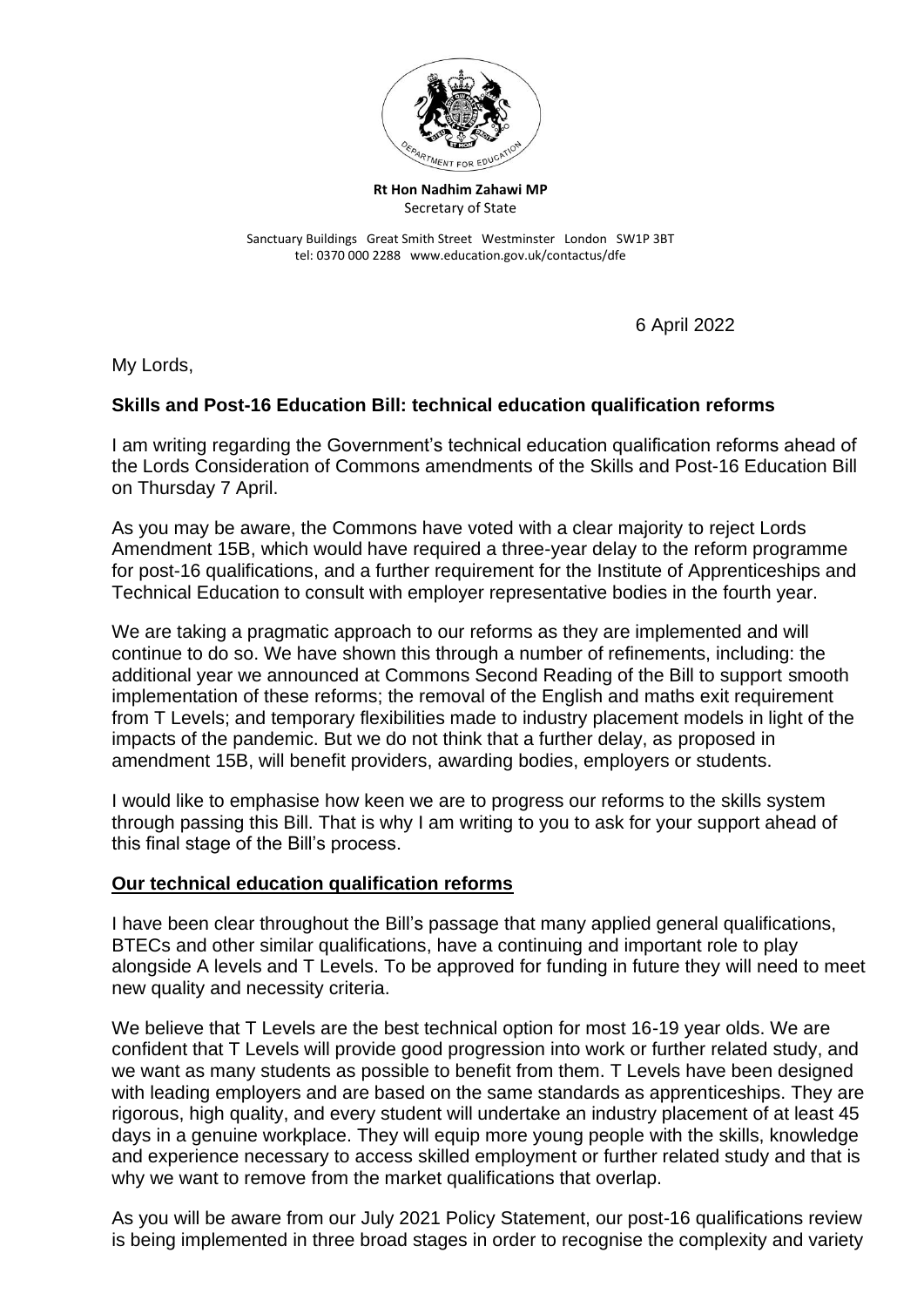**Rt Hon Nadhim Zahawi MP**
Secretary of State

Sanctuary Buildings Great Smith Street Westminster London SW1P 3BT
tel: 0370 000 2288 www.education.gov.uk/contactus/dfe

6 April 2022

My Lords,

**Skills and Post-16 Education Bill: technical education qualification reforms**

I am writing regarding the Government's technical education qualification reforms ahead of the Lords Consideration of Commons amendments of the Skills and Post-16 Education Bill on Thursday 7 April.

As you may be aware, the Commons have voted with a clear majority to reject Lords Amendment 15B, which would have required a three-year delay to the reform programme for post-16 qualifications, and a further requirement for the Institute of Apprenticeships and Technical Education to consult with employer representative bodies in the fourth year.

We are taking a pragmatic approach to our reforms as they are implemented and will continue to do so. We have shown this through a number of refinements, including: the additional year we announced at Commons Second Reading of the Bill to support smooth implementation of these reforms; the removal of the English and maths exit requirement from T Levels; and temporary flexibilities made to industry placement models in light of the impacts of the pandemic. But we do not think that a further delay, as proposed in amendment 15B, will benefit providers, awarding bodies, employers or students.

I would like to emphasise how keen we are to progress our reforms to the skills system through passing this Bill. That is why I am writing to you to ask for your support ahead of this final stage of the Bill's process.

**Our technical education qualification reforms**

I have been clear throughout the Bill's passage that many applied general qualifications, BTECs and other similar qualifications, have a continuing and important role to play alongside A levels and T Levels. To be approved for funding in future they will need to meet new quality and necessity criteria.

We believe that T Levels are the best technical option for most 16-19 year olds. We are confident that T Levels will provide good progression into work or further related study, and we want as many students as possible to benefit from them. T Levels have been designed with leading employers and are based on the same standards as apprenticeships. They are rigorous, high quality, and every student will undertake an industry placement of at least 45 days in a genuine workplace. They will equip more young people with the skills, knowledge and experience necessary to access skilled employment or further related study and that is why we want to remove from the market qualifications that overlap.

As you will be aware from our July 2021 Policy Statement, our post-16 qualifications review is being implemented in three broad stages in order to recognise the complexity and variety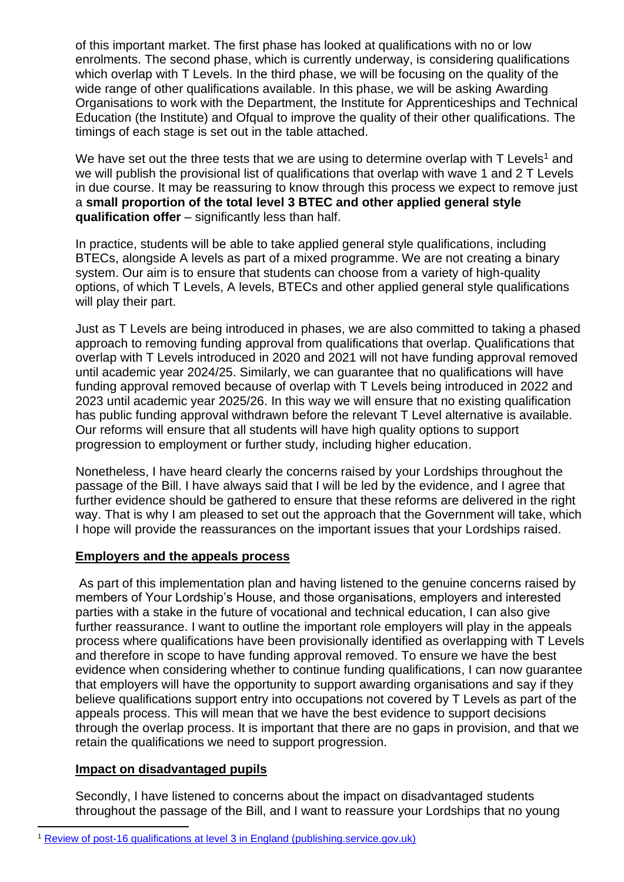of this important market. The first phase has looked at qualifications with no or low enrolments. The second phase, which is currently underway, is considering qualifications which overlap with T Levels. In the third phase, we will be focusing on the quality of the wide range of other qualifications available. In this phase, we will be asking Awarding Organisations to work with the Department, the Institute for Apprenticeships and Technical Education (the Institute) and Ofqual to improve the quality of their other qualifications. The timings of each stage is set out in the table attached.

We have set out the three tests that we are using to determine overlap with T Levels[1] and we will publish the provisional list of qualifications that overlap with wave 1 and 2 T Levels in due course. It may be reassuring to know through this process we expect to remove just a **small proportion of the total level 3 BTEC and other applied general style qualification offer** – significantly less than half.

In practice, students will be able to take applied general style qualifications, including BTECs, alongside A levels as part of a mixed programme. We are not creating a binary system. Our aim is to ensure that students can choose from a variety of high-quality options, of which T Levels, A levels, BTECs and other applied general style qualifications will play their part.

Just as T Levels are being introduced in phases, we are also committed to taking a phased approach to removing funding approval from qualifications that overlap. Qualifications that overlap with T Levels introduced in 2020 and 2021 will not have funding approval removed until academic year 2024/25. Similarly, we can guarantee that no qualifications will have funding approval removed because of overlap with T Levels being introduced in 2022 and 2023 until academic year 2025/26. In this way we will ensure that no existing qualification has public funding approval withdrawn before the relevant T Level alternative is available. Our reforms will ensure that all students will have high quality options to support progression to employment or further study, including higher education.

Nonetheless, I have heard clearly the concerns raised by your Lordships throughout the passage of the Bill. I have always said that I will be led by the evidence, and I agree that further evidence should be gathered to ensure that these reforms are delivered in the right way. That is why I am pleased to set out the approach that the Government will take, which I hope will provide the reassurances on the important issues that your Lordships raised.

**Employers and the appeals process**

As part of this implementation plan and having listened to the genuine concerns raised by members of Your Lordship's House, and those organisations, employers and interested parties with a stake in the future of vocational and technical education, I can also give further reassurance. I want to outline the important role employers will play in the appeals process where qualifications have been provisionally identified as overlapping with T Levels and therefore in scope to have funding approval removed. To ensure we have the best evidence when considering whether to continue funding qualifications, I can now guarantee that employers will have the opportunity to support awarding organisations and say if they believe qualifications support entry into occupations not covered by T Levels as part of the appeals process. This will mean that we have the best evidence to support decisions through the overlap process. It is important that there are no gaps in provision, and that we retain the qualifications we need to support progression.

**Impact on disadvantaged pupils**

Secondly, I have listened to concerns about the impact on disadvantaged students throughout the passage of the Bill, and I want to reassure your Lordships that no young

[1] Review of post-16 qualifications at level 3 in England (publishing.service.gov.uk)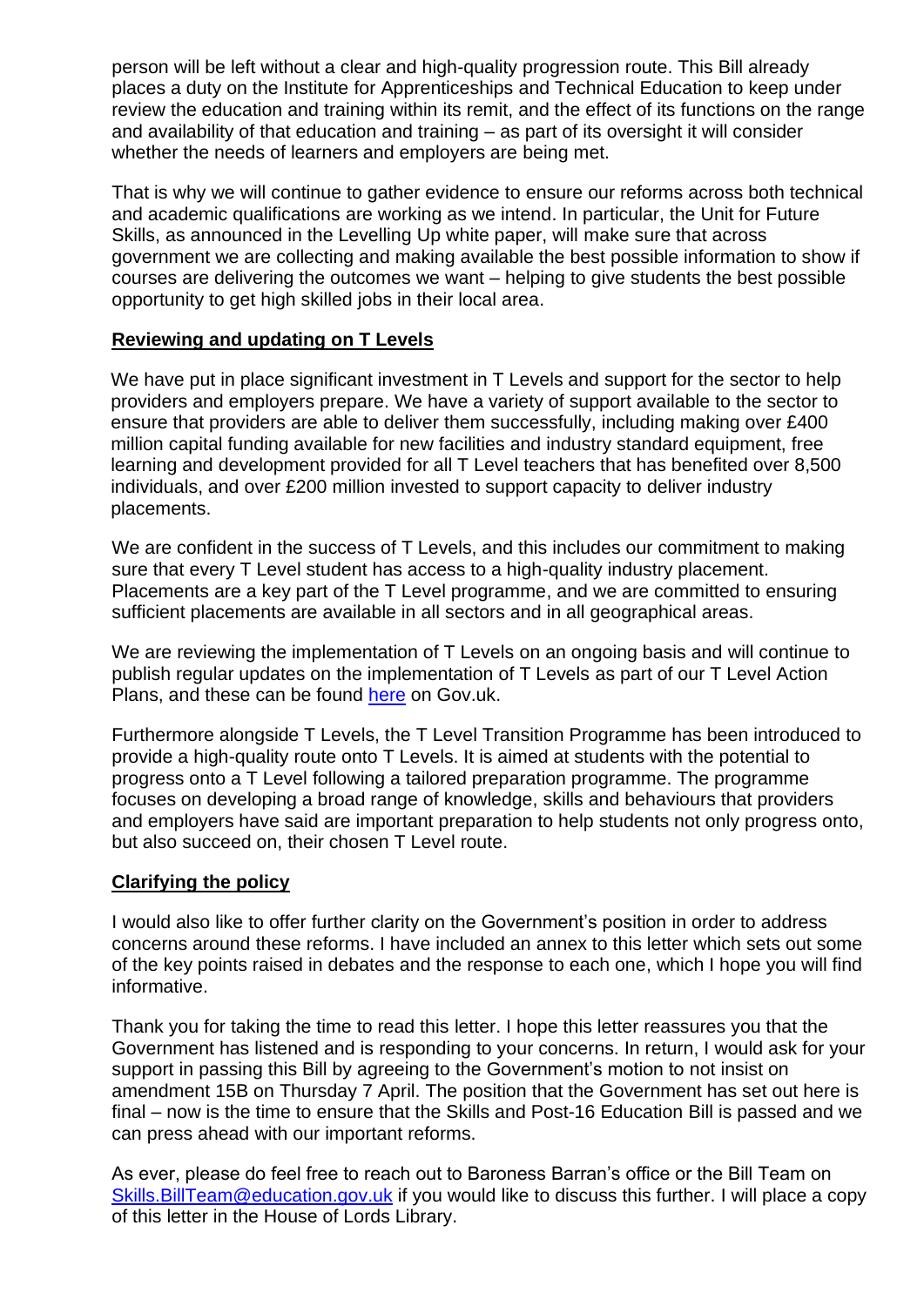person will be left without a clear and high-quality progression route. This Bill already places a duty on the Institute for Apprenticeships and Technical Education to keep under review the education and training within its remit, and the effect of its functions on the range and availability of that education and training – as part of its oversight it will consider whether the needs of learners and employers are being met.

That is why we will continue to gather evidence to ensure our reforms across both technical and academic qualifications are working as we intend. In particular, the Unit for Future Skills, as announced in the Levelling Up white paper, will make sure that across government we are collecting and making available the best possible information to show if courses are delivering the outcomes we want – helping to give students the best possible opportunity to get high skilled jobs in their local area.

**Reviewing and updating on T Levels**

We have put in place significant investment in T Levels and support for the sector to help providers and employers prepare. We have a variety of support available to the sector to ensure that providers are able to deliver them successfully, including making over £400 million capital funding available for new facilities and industry standard equipment, free learning and development provided for all T Level teachers that has benefited over 8,500 individuals, and over £200 million invested to support capacity to deliver industry placements.

We are confident in the success of T Levels, and this includes our commitment to making sure that every T Level student has access to a high-quality industry placement. Placements are a key part of the T Level programme, and we are committed to ensuring sufficient placements are available in all sectors and in all geographical areas.

We are reviewing the implementation of T Levels on an ongoing basis and will continue to publish regular updates on the implementation of T Levels as part of our T Level Action Plans, and these can be found here on Gov.uk.

Furthermore alongside T Levels, the T Level Transition Programme has been introduced to provide a high-quality route onto T Levels. It is aimed at students with the potential to progress onto a T Level following a tailored preparation programme. The programme focuses on developing a broad range of knowledge, skills and behaviours that providers and employers have said are important preparation to help students not only progress onto, but also succeed on, their chosen T Level route.

**Clarifying the policy**

I would also like to offer further clarity on the Government's position in order to address concerns around these reforms. I have included an annex to this letter which sets out some of the key points raised in debates and the response to each one, which I hope you will find informative.

Thank you for taking the time to read this letter. I hope this letter reassures you that the Government has listened and is responding to your concerns. In return, I would ask for your support in passing this Bill by agreeing to the Government's motion to not insist on amendment 15B on Thursday 7 April. The position that the Government has set out here is final – now is the time to ensure that the Skills and Post-16 Education Bill is passed and we can press ahead with our important reforms.

As ever, please do feel free to reach out to Baroness Barran's office or the Bill Team on Skills.BillTeam@education.gov.uk if you would like to discuss this further. I will place a copy of this letter in the House of Lords Library.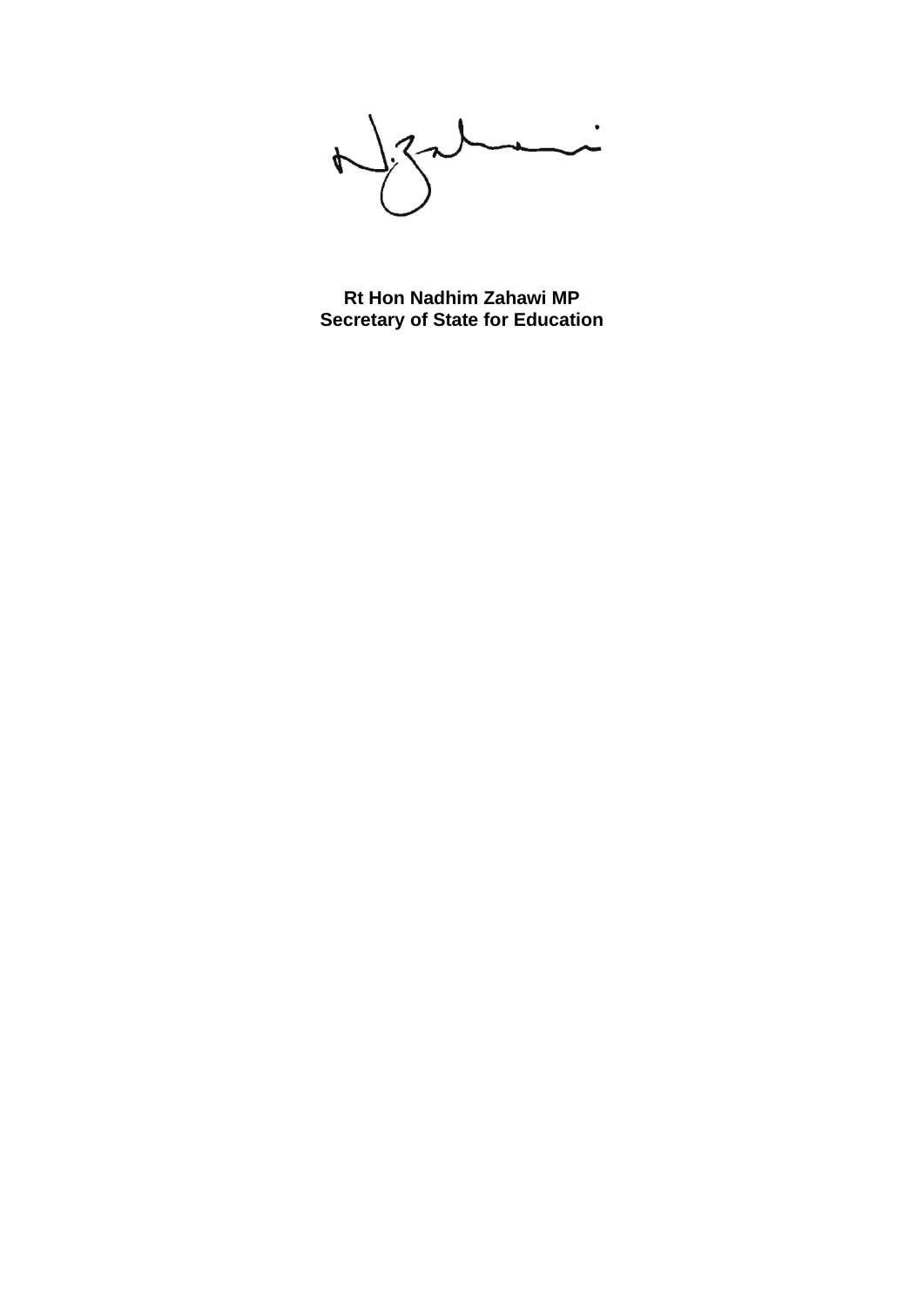**Rt Hon Nadhim Zahawi MP**
**Secretary of State for Education**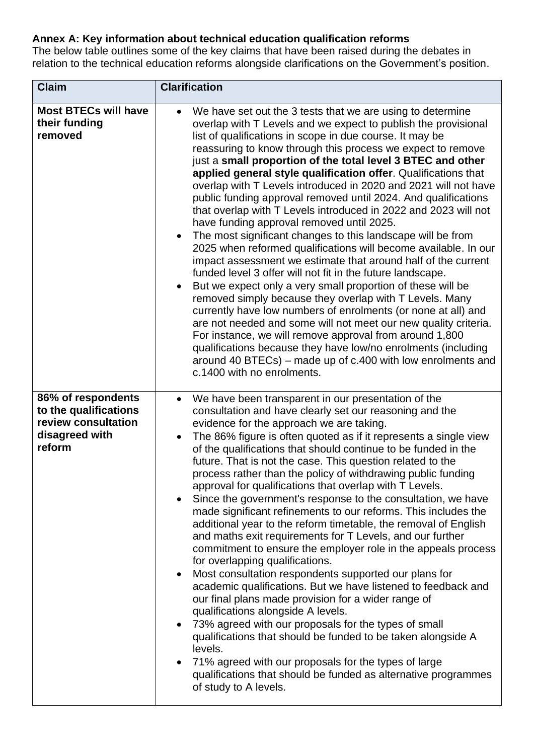**Annex A: Key information about technical education qualification reforms**

The below table outlines some of the key claims that have been raised during the debates in relation to the technical education reforms alongside clarifications on the Government's position.

| Claim | Clarification |
|---|---|
| **Most BTECs will have their funding removed** | • We have set out the 3 tests that we are using to determine overlap with T Levels and we expect to publish the provisional list of qualifications in scope in due course. It may be reassuring to know through this process we expect to remove just a **small proportion of the total level 3 BTEC and other applied general style qualification offer**. Qualifications that overlap with T Levels introduced in 2020 and 2021 will not have public funding approval removed until 2024. And qualifications that overlap with T Levels introduced in 2022 and 2023 will not have funding approval removed until 2025.<br>• The most significant changes to this landscape will be from 2025 when reformed qualifications will become available. In our impact assessment we estimate that around half of the current funded level 3 offer will not fit in the future landscape.<br>• But we expect only a very small proportion of these will be removed simply because they overlap with T Levels. Many currently have low numbers of enrolments (or none at all) and are not needed and some will not meet our new quality criteria. For instance, we will remove approval from around 1,800 qualifications because they have low/no enrolments (including around 40 BTECs) – made up of c.400 with low enrolments and c.1400 with no enrolments. |
| **86% of respondents to the qualifications review consultation disagreed with reform** | • We have been transparent in our presentation of the consultation and have clearly set our reasoning and the evidence for the approach we are taking.<br>• The 86% figure is often quoted as if it represents a single view of the qualifications that should continue to be funded in the future. That is not the case. This question related to the process rather than the policy of withdrawing public funding approval for qualifications that overlap with T Levels.<br>• Since the government's response to the consultation, we have made significant refinements to our reforms. This includes the additional year to the reform timetable, the removal of English and maths exit requirements for T Levels, and our further commitment to ensure the employer role in the appeals process for overlapping qualifications.<br>• Most consultation respondents supported our plans for academic qualifications. But we have listened to feedback and our final plans made provision for a wider range of qualifications alongside A levels.<br>• 73% agreed with our proposals for the types of small qualifications that should be funded to be taken alongside A levels.<br>• 71% agreed with our proposals for the types of large qualifications that should be funded as alternative programmes of study to A levels. |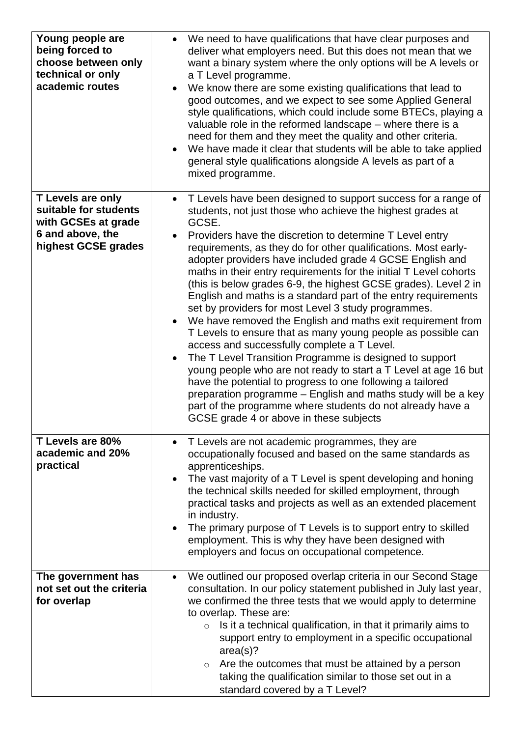| | |
|---|---|
| **Young people are being forced to choose between only technical or only academic routes** | • We need to have qualifications that have clear purposes and deliver what employers need. But this does not mean that we want a binary system where the only options will be A levels or a T Level programme.<br>• We know there are some existing qualifications that lead to good outcomes, and we expect to see some Applied General style qualifications, which could include some BTECs, playing a valuable role in the reformed landscape – where there is a need for them and they meet the quality and other criteria.<br>• We have made it clear that students will be able to take applied general style qualifications alongside A levels as part of a mixed programme. |
| **T Levels are only suitable for students with GCSEs at grade 6 and above, the highest GCSE grades** | • T Levels have been designed to support success for a range of students, not just those who achieve the highest grades at GCSE.<br>• Providers have the discretion to determine T Level entry requirements, as they do for other qualifications. Most early-adopter providers have included grade 4 GCSE English and maths in their entry requirements for the initial T Level cohorts (this is below grades 6-9, the highest GCSE grades). Level 2 in English and maths is a standard part of the entry requirements set by providers for most Level 3 study programmes.<br>• We have removed the English and maths exit requirement from T Levels to ensure that as many young people as possible can access and successfully complete a T Level.<br>• The T Level Transition Programme is designed to support young people who are not ready to start a T Level at age 16 but have the potential to progress to one following a tailored preparation programme – English and maths study will be a key part of the programme where students do not already have a GCSE grade 4 or above in these subjects |
| **T Levels are 80% academic and 20% practical** | • T Levels are not academic programmes, they are occupationally focused and based on the same standards as apprenticeships.<br>• The vast majority of a T Level is spent developing and honing the technical skills needed for skilled employment, through practical tasks and projects as well as an extended placement in industry.<br>• The primary purpose of T Levels is to support entry to skilled employment. This is why they have been designed with employers and focus on occupational competence. |
| **The government has not set out the criteria for overlap** | • We outlined our proposed overlap criteria in our Second Stage consultation. In our policy statement published in July last year, we confirmed the three tests that we would apply to determine to overlap. These are:<br>  ○ Is it a technical qualification, in that it primarily aims to support entry to employment in a specific occupational area(s)?<br>  ○ Are the outcomes that must be attained by a person taking the qualification similar to those set out in a standard covered by a T Level? |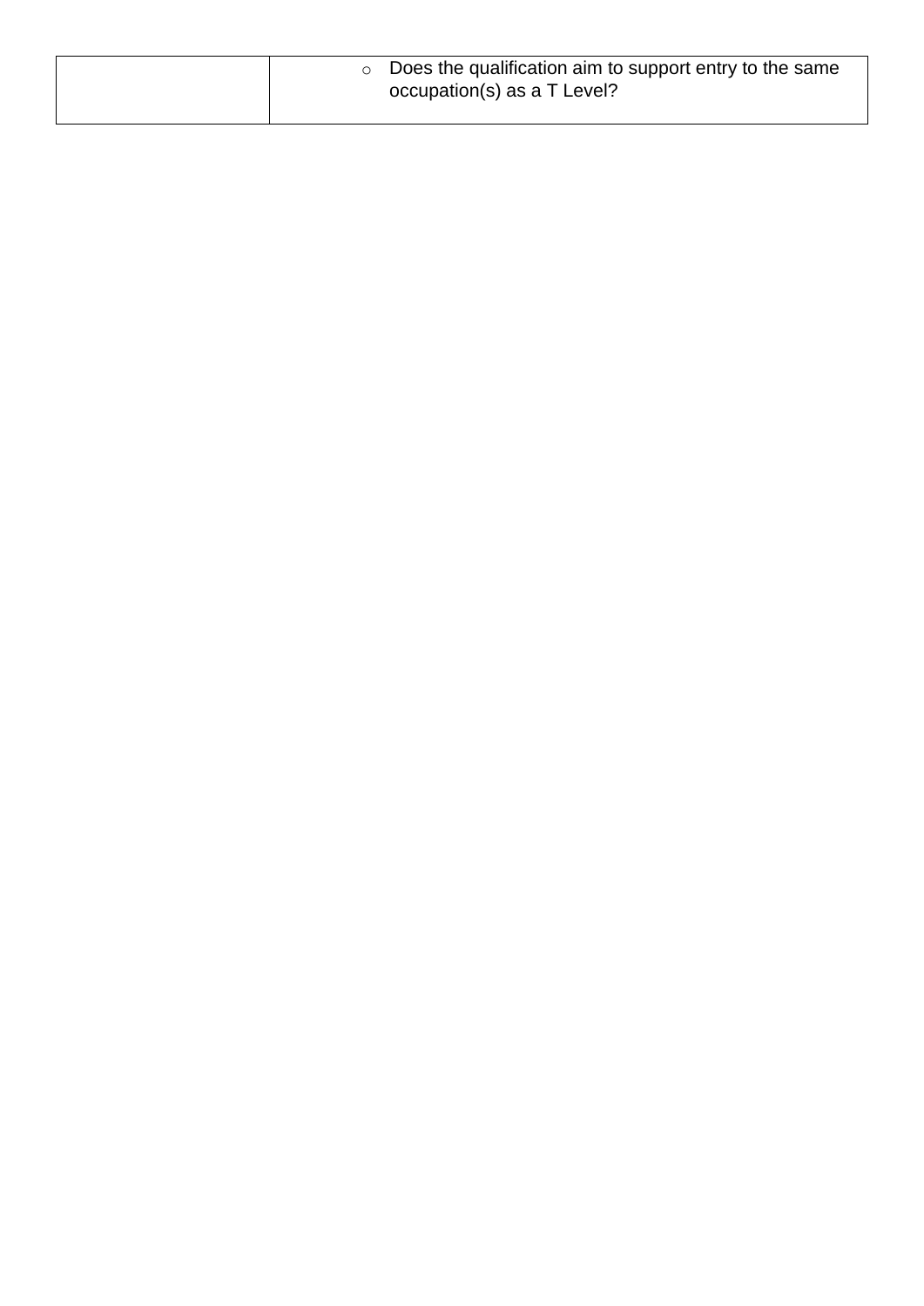| | |
|---|---|
| | - Does the qualification aim to support entry to the same occupation(s) as a T Level? |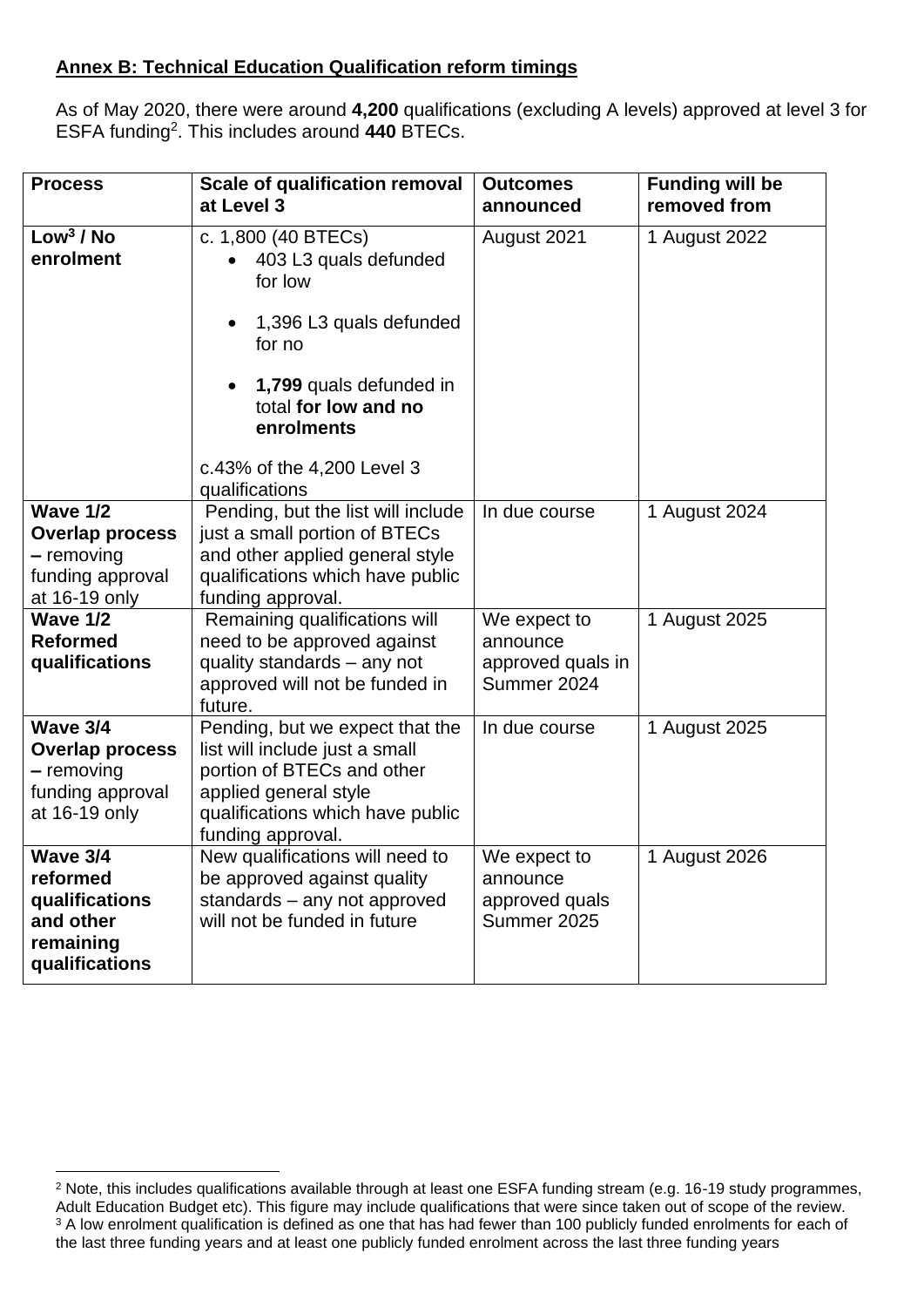**Annex B: Technical Education Qualification reform timings**

As of May 2020, there were around **4,200** qualifications (excluding A levels) approved at level 3 for ESFA funding[2]. This includes around **440** BTECs.

| Process | Scale of qualification removal at Level 3 | Outcomes announced | Funding will be removed from |
|---|---|---|---|
| **Low[3] / No enrolment** | c. 1,800 (40 BTECs) <br>• 403 L3 quals defunded for low <br>• 1,396 L3 quals defunded for no <br>• **1,799** quals defunded in total **for low and no enrolments** <br><br>c.43% of the 4,200 Level 3 qualifications | August 2021 | 1 August 2022 |
| **Wave 1/2 Overlap process –** removing funding approval at 16-19 only | Pending, but the list will include just a small portion of BTECs and other applied general style qualifications which have public funding approval. | In due course | 1 August 2024 |
| **Wave 1/2 Reformed qualifications** | Remaining qualifications will need to be approved against quality standards – any not approved will not be funded in future. | We expect to announce approved quals in Summer 2024 | 1 August 2025 |
| **Wave 3/4 Overlap process –** removing funding approval at 16-19 only | Pending, but we expect that the list will include just a small portion of BTECs and other applied general style qualifications which have public funding approval. | In due course | 1 August 2025 |
| **Wave 3/4 reformed qualifications and other remaining qualifications** | New qualifications will need to be approved against quality standards – any not approved will not be funded in future | We expect to announce approved quals Summer 2025 | 1 August 2026 |

[2] Note, this includes qualifications available through at least one ESFA funding stream (e.g. 16-19 study programmes, Adult Education Budget etc). This figure may include qualifications that were since taken out of scope of the review.

[3] A low enrolment qualification is defined as one that has had fewer than 100 publicly funded enrolments for each of the last three funding years and at least one publicly funded enrolment across the last three funding years